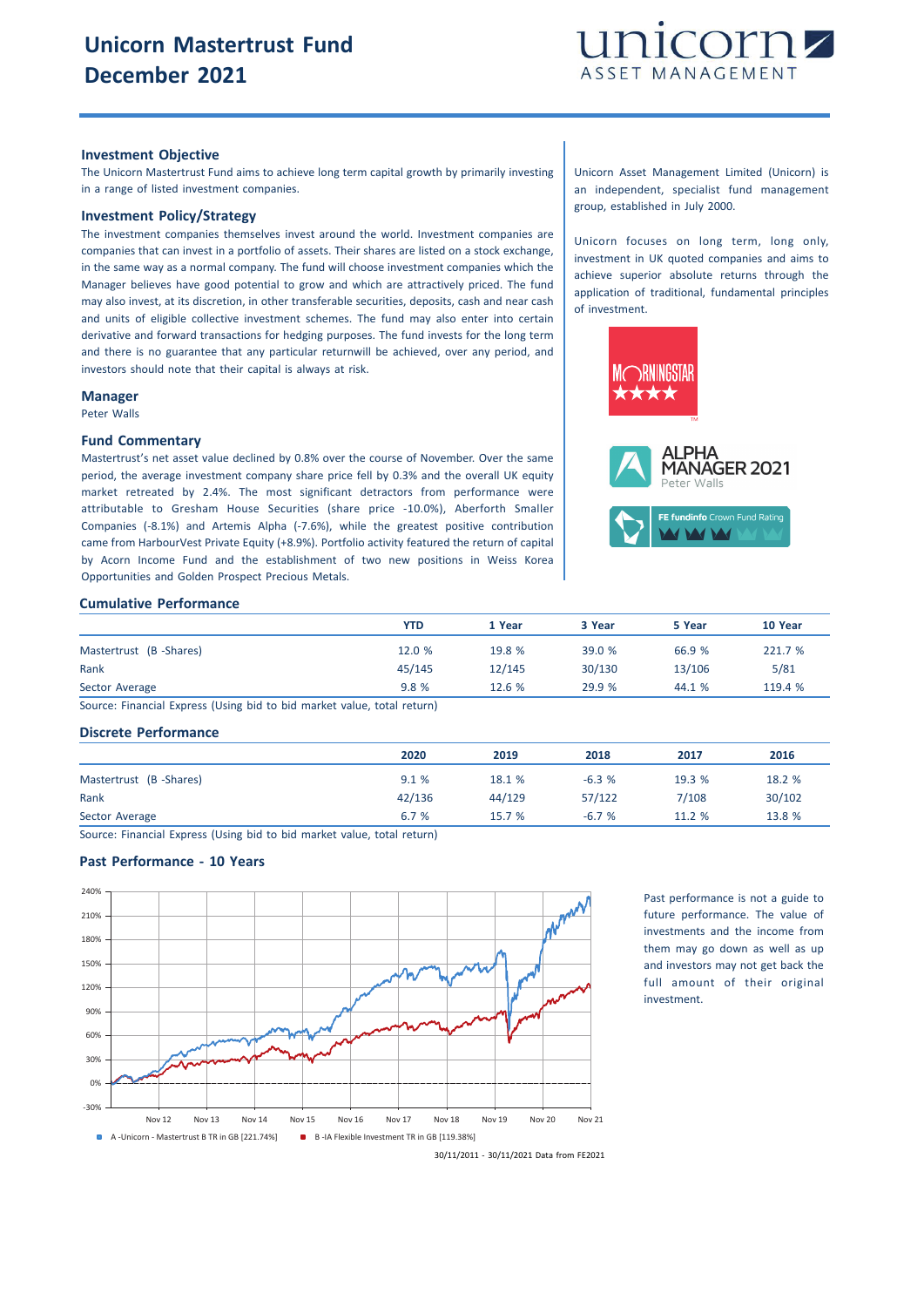# Unicorn Mastertrust Fund
# December 2021

unicorn ASSET MANAGEMENT

### Investment Objective

The Unicorn Mastertrust Fund aims to achieve long term capital growth by primarily investing in a range of listed investment companies.

### Investment Policy/Strategy

The investment companies themselves invest around the world. Investment companies are companies that can invest in a portfolio of assets. Their shares are listed on a stock exchange, in the same way as a normal company. The fund will choose investment companies which the Manager believes have good potential to grow and which are attractively priced. The fund may also invest, at its discretion, in other transferable securities, deposits, cash and near cash and units of eligible collective investment schemes. The fund may also enter into certain derivative and forward transactions for hedging purposes. The fund invests for the long term and there is no guarantee that any particular returnwill be achieved, over any period, and investors should note that their capital is always at risk.

### Manager

Peter Walls

### Fund Commentary

Mastertrust's net asset value declined by 0.8% over the course of November. Over the same period, the average investment company share price fell by 0.3% and the overall UK equity market retreated by 2.4%. The most significant detractors from performance were attributable to Gresham House Securities (share price -10.0%), Aberforth Smaller Companies (-8.1%) and Artemis Alpha (-7.6%), while the greatest positive contribution came from HarbourVest Private Equity (+8.9%). Portfolio activity featured the return of capital by Acorn Income Fund and the establishment of two new positions in Weiss Korea Opportunities and Golden Prospect Precious Metals.

Unicorn Asset Management Limited (Unicorn) is an independent, specialist fund management group, established in July 2000.

Unicorn focuses on long term, long only, investment in UK quoted companies and aims to achieve superior absolute returns through the application of traditional, fundamental principles of investment.

MORNINGSTAR ★★★★

ALPHA MANAGER 2021 Peter Walls

FE fundinfo Crown Fund Rating

### Cumulative Performance

| | YTD | 1 Year | 3 Year | 5 Year | 10 Year |
|---|---|---|---|---|---|
| Mastertrust (B -Shares) | 12.0 % | 19.8 % | 39.0 % | 66.9 % | 221.7 % |
| Rank | 45/145 | 12/145 | 30/130 | 13/106 | 5/81 |
| Sector Average | 9.8 % | 12.6 % | 29.9 % | 44.1 % | 119.4 % |

Source: Financial Express (Using bid to bid market value, total return)

### Discrete Performance

| | 2020 | 2019 | 2018 | 2017 | 2016 |
|---|---|---|---|---|---|
| Mastertrust (B -Shares) | 9.1 % | 18.1 % | -6.3 % | 19.3 % | 18.2 % |
| Rank | 42/136 | 44/129 | 57/122 | 7/108 | 30/102 |
| Sector Average | 6.7 % | 15.7 % | -6.7 % | 11.2 % | 13.8 % |

Source: Financial Express (Using bid to bid market value, total return)

### Past Performance - 10 Years

A -Unicorn - Mastertrust B TR in GB [221.74%]   B -IA Flexible Investment TR in GB [119.38%]

30/11/2011 - 30/11/2021 Data from FE2021

Past performance is not a guide to future performance. The value of investments and the income from them may go down as well as up and investors may not get back the full amount of their original investment.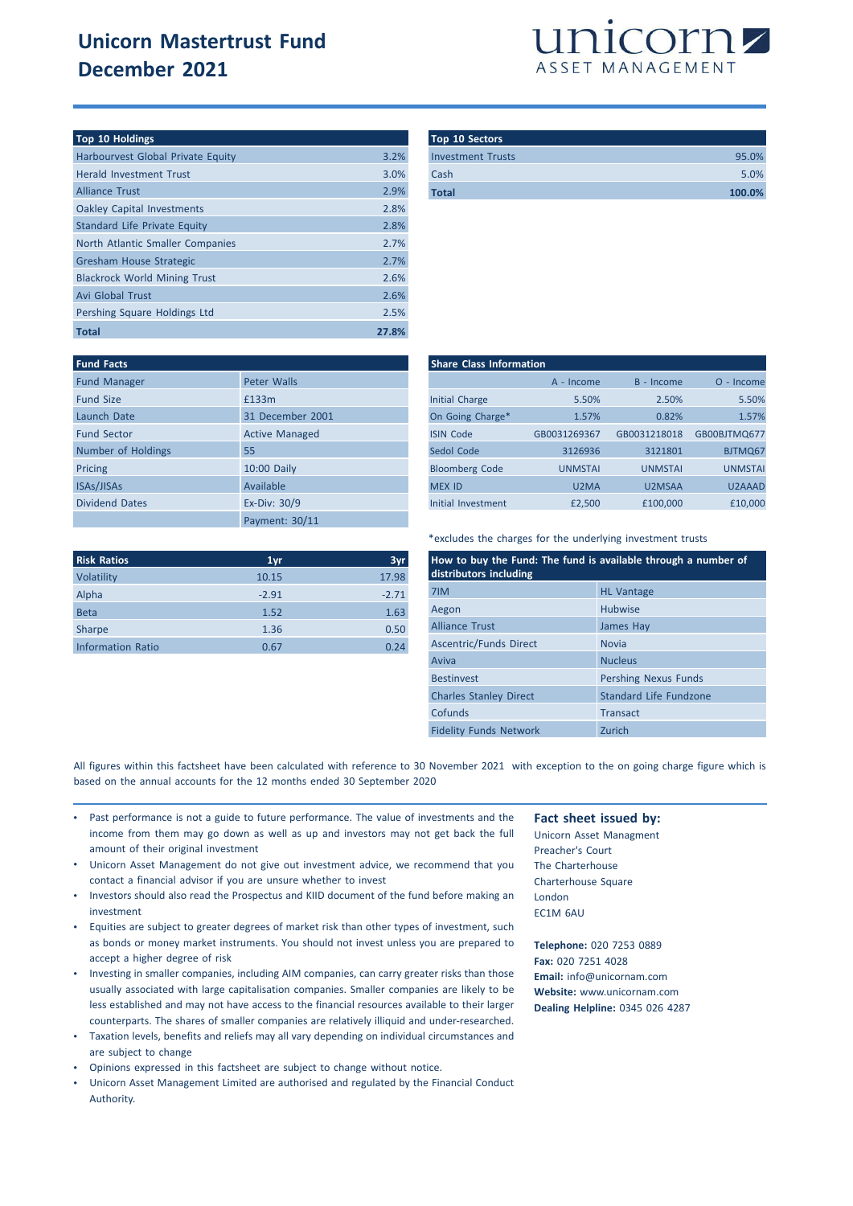# Unicorn Mastertrust Fund
# December 2021

unicorn ASSET MANAGEMENT

| Top 10 Holdings | |
|---|---|
| Harbourvest Global Private Equity | 3.2% |
| Herald Investment Trust | 3.0% |
| Alliance Trust | 2.9% |
| Oakley Capital Investments | 2.8% |
| Standard Life Private Equity | 2.8% |
| North Atlantic Smaller Companies | 2.7% |
| Gresham House Strategic | 2.7% |
| Blackrock World Mining Trust | 2.6% |
| Avi Global Trust | 2.6% |
| Pershing Square Holdings Ltd | 2.5% |
| **Total** | **27.8%** |

| Top 10 Sectors | |
|---|---|
| Investment Trusts | 95.0% |
| Cash | 5.0% |
| **Total** | **100.0%** |

| Fund Facts | |
|---|---|
| Fund Manager | Peter Walls |
| Fund Size | £133m |
| Launch Date | 31 December 2001 |
| Fund Sector | Active Managed |
| Number of Holdings | 55 |
| Pricing | 10:00 Daily |
| ISAs/JISAs | Available |
| Dividend Dates | Ex-Div: 30/9 |
| | Payment: 30/11 |

| Share Class Information | A - Income | B - Income | O - Income |
|---|---|---|---|
| Initial Charge | 5.50% | 2.50% | 5.50% |
| On Going Charge* | 1.57% | 0.82% | 1.57% |
| ISIN Code | GB0031269367 | GB0031218018 | GB00BJTMQ677 |
| Sedol Code | 3126936 | 3121801 | BJTMQ67 |
| Bloomberg Code | UNMSTAI | UNMSTAI | UNMSTAI |
| MEX ID | U2MA | U2MSAA | U2AAAD |
| Initial Investment | £2,500 | £100,000 | £10,000 |

*excludes the charges for the underlying investment trusts

| Risk Ratios | 1yr | 3yr |
|---|---|---|
| Volatility | 10.15 | 17.98 |
| Alpha | -2.91 | -2.71 |
| Beta | 1.52 | 1.63 |
| Sharpe | 1.36 | 0.50 |
| Information Ratio | 0.67 | 0.24 |

| How to buy the Fund: The fund is available through a number of distributors including | |
|---|---|
| 7IM | HL Vantage |
| Aegon | Hubwise |
| Alliance Trust | James Hay |
| Ascentric/Funds Direct | Novia |
| Aviva | Nucleus |
| Bestinvest | Pershing Nexus Funds |
| Charles Stanley Direct | Standard Life Fundzone |
| Cofunds | Transact |
| Fidelity Funds Network | Zurich |

All figures within this factsheet have been calculated with reference to 30 November 2021 with exception to the on going charge figure which is based on the annual accounts for the 12 months ended 30 September 2020

- Past performance is not a guide to future performance. The value of investments and the income from them may go down as well as up and investors may not get back the full amount of their original investment
- Unicorn Asset Management do not give out investment advice, we recommend that you contact a financial advisor if you are unsure whether to invest
- Investors should also read the Prospectus and KIID document of the fund before making an investment
- Equities are subject to greater degrees of market risk than other types of investment, such as bonds or money market instruments. You should not invest unless you are prepared to accept a higher degree of risk
- Investing in smaller companies, including AIM companies, can carry greater risks than those usually associated with large capitalisation companies. Smaller companies are likely to be less established and may not have access to the financial resources available to their larger counterparts. The shares of smaller companies are relatively illiquid and under-researched.
- Taxation levels, benefits and reliefs may all vary depending on individual circumstances and are subject to change
- Opinions expressed in this factsheet are subject to change without notice.
- Unicorn Asset Management Limited are authorised and regulated by the Financial Conduct Authority.

**Fact sheet issued by:**
Unicorn Asset Managment
Preacher's Court
The Charterhouse
Charterhouse Square
London
EC1M 6AU

**Telephone:** 020 7253 0889
**Fax:** 020 7251 4028
**Email:** info@unicornam.com
**Website:** www.unicornam.com
**Dealing Helpline:** 0345 026 4287